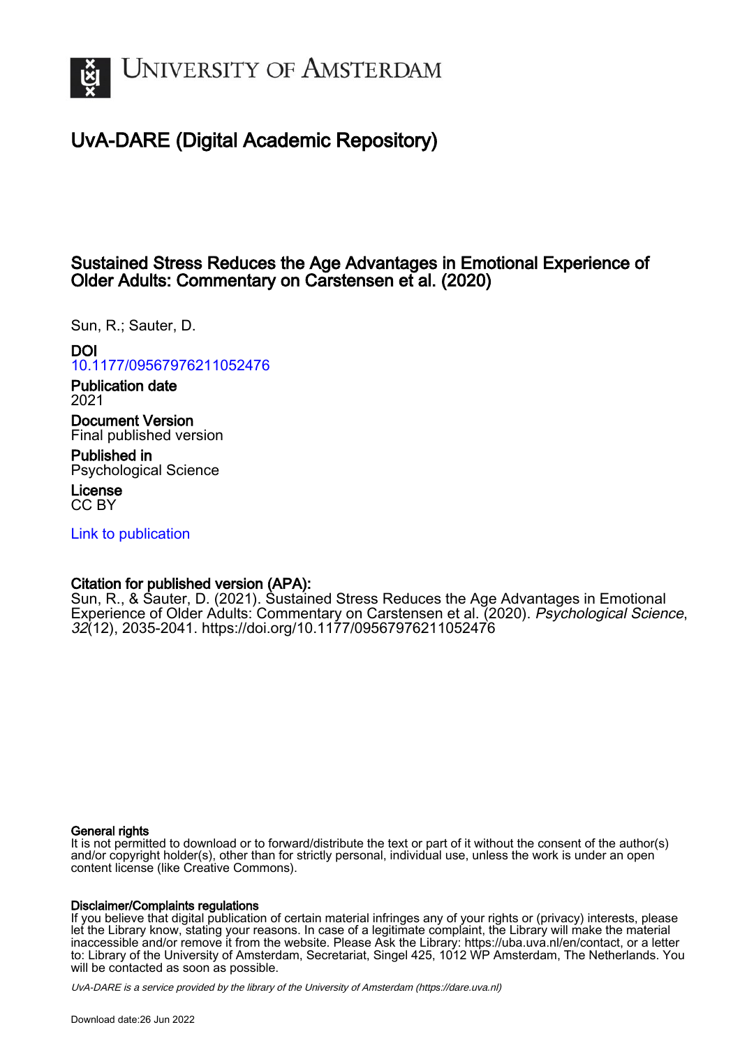University of Amsterdam

# UvA-DARE (Digital Academic Repository)

## Sustained Stress Reduces the Age Advantages in Emotional Experience of Older Adults: Commentary on Carstensen et al. (2020)

Sun, R.; Sauter, D.

**DOI**
10.1177/09567976211052476

**Publication date**
2021

**Document Version**
Final published version

**Published in**
Psychological Science

**License**
CC BY

Link to publication

**Citation for published version (APA):**
Sun, R., & Sauter, D. (2021). Sustained Stress Reduces the Age Advantages in Emotional Experience of Older Adults: Commentary on Carstensen et al. (2020). *Psychological Science*, *32*(12), 2035-2041. https://doi.org/10.1177/09567976211052476

**General rights**
It is not permitted to download or to forward/distribute the text or part of it without the consent of the author(s) and/or copyright holder(s), other than for strictly personal, individual use, unless the work is under an open content license (like Creative Commons).

**Disclaimer/Complaints regulations**
If you believe that digital publication of certain material infringes any of your rights or (privacy) interests, please let the Library know, stating your reasons. In case of a legitimate complaint, the Library will make the material inaccessible and/or remove it from the website. Please Ask the Library: https://uba.uva.nl/en/contact, or a letter to: Library of the University of Amsterdam, Secretariat, Singel 425, 1012 WP Amsterdam, The Netherlands. You will be contacted as soon as possible.

*UvA-DARE is a service provided by the library of the University of Amsterdam (https://dare.uva.nl)*

Download date:26 Jun 2022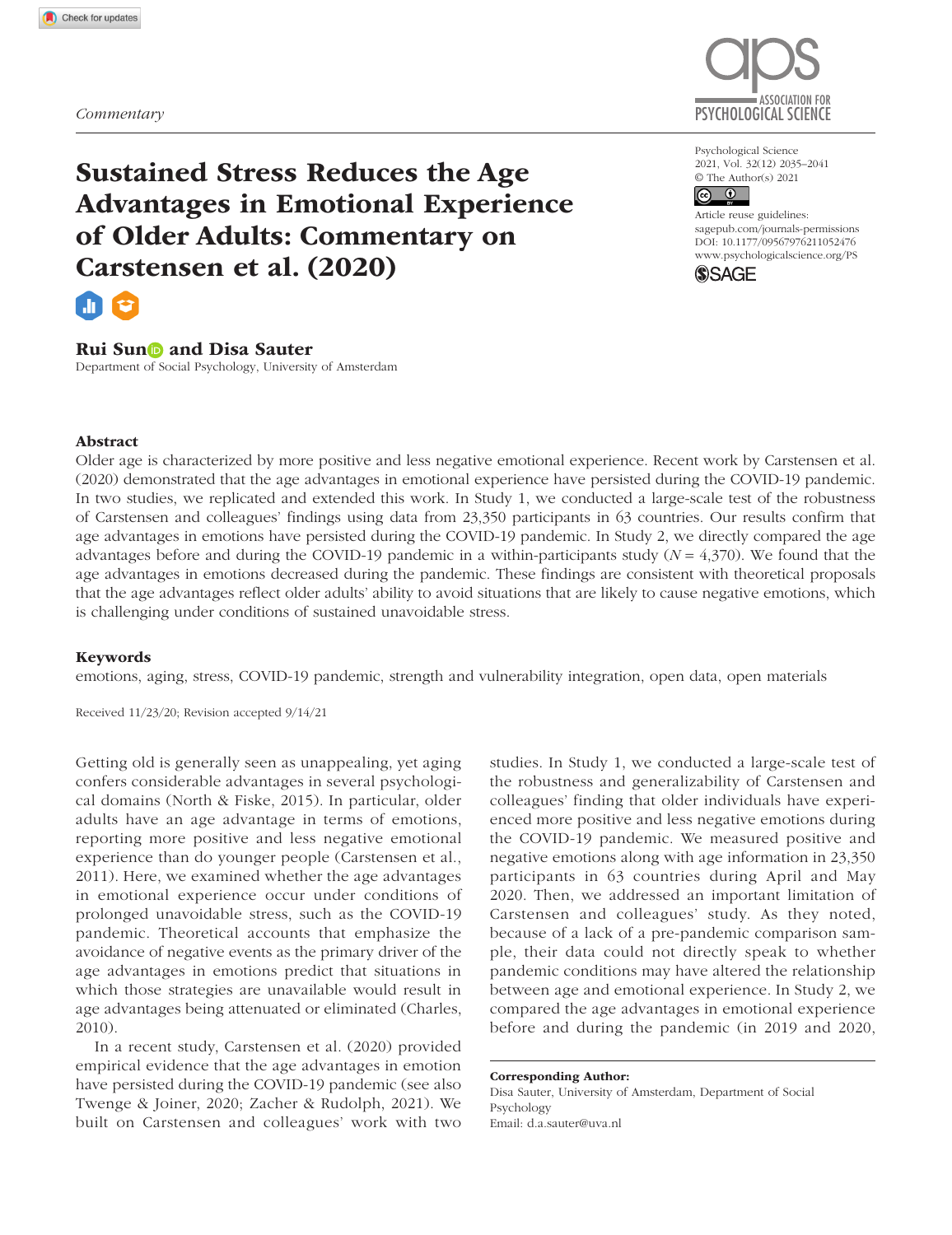*Commentary*

# Sustained Stress Reduces the Age Advantages in Emotional Experience of Older Adults: Commentary on Carstensen et al. (2020)

**Rui Sun and Disa Sauter**

Department of Social Psychology, University of Amsterdam

Psychological Science
2021, Vol. 32(12) 2035–2041
© The Author(s) 2021

Article reuse guidelines:
sagepub.com/journals-permissions
DOI: 10.1177/09567976211052476
www.psychologicalscience.org/PS

## Abstract

Older age is characterized by more positive and less negative emotional experience. Recent work by Carstensen et al. (2020) demonstrated that the age advantages in emotional experience have persisted during the COVID-19 pandemic. In two studies, we replicated and extended this work. In Study 1, we conducted a large-scale test of the robustness of Carstensen and colleagues' findings using data from 23,350 participants in 63 countries. Our results confirm that age advantages in emotions have persisted during the COVID-19 pandemic. In Study 2, we directly compared the age advantages before and during the COVID-19 pandemic in a within-participants study ($N$ = 4,370). We found that the age advantages in emotions decreased during the pandemic. These findings are consistent with theoretical proposals that the age advantages reflect older adults' ability to avoid situations that are likely to cause negative emotions, which is challenging under conditions of sustained unavoidable stress.

## Keywords

emotions, aging, stress, COVID-19 pandemic, strength and vulnerability integration, open data, open materials

Received 11/23/20; Revision accepted 9/14/21

Getting old is generally seen as unappealing, yet aging confers considerable advantages in several psychological domains (North & Fiske, 2015). In particular, older adults have an age advantage in terms of emotions, reporting more positive and less negative emotional experience than do younger people (Carstensen et al., 2011). Here, we examined whether the age advantages in emotional experience occur under conditions of prolonged unavoidable stress, such as the COVID-19 pandemic. Theoretical accounts that emphasize the avoidance of negative events as the primary driver of the age advantages in emotions predict that situations in which those strategies are unavailable would result in age advantages being attenuated or eliminated (Charles, 2010).

In a recent study, Carstensen et al. (2020) provided empirical evidence that the age advantages in emotion have persisted during the COVID-19 pandemic (see also Twenge & Joiner, 2020; Zacher & Rudolph, 2021). We built on Carstensen and colleagues' work with two studies. In Study 1, we conducted a large-scale test of the robustness and generalizability of Carstensen and colleagues' finding that older individuals have experienced more positive and less negative emotions during the COVID-19 pandemic. We measured positive and negative emotions along with age information in 23,350 participants in 63 countries during April and May 2020. Then, we addressed an important limitation of Carstensen and colleagues' study. As they noted, because of a lack of a pre-pandemic comparison sample, their data could not directly speak to whether pandemic conditions may have altered the relationship between age and emotional experience. In Study 2, we compared the age advantages in emotional experience before and during the pandemic (in 2019 and 2020,

**Corresponding Author:**
Disa Sauter, University of Amsterdam, Department of Social Psychology
Email: d.a.sauter@uva.nl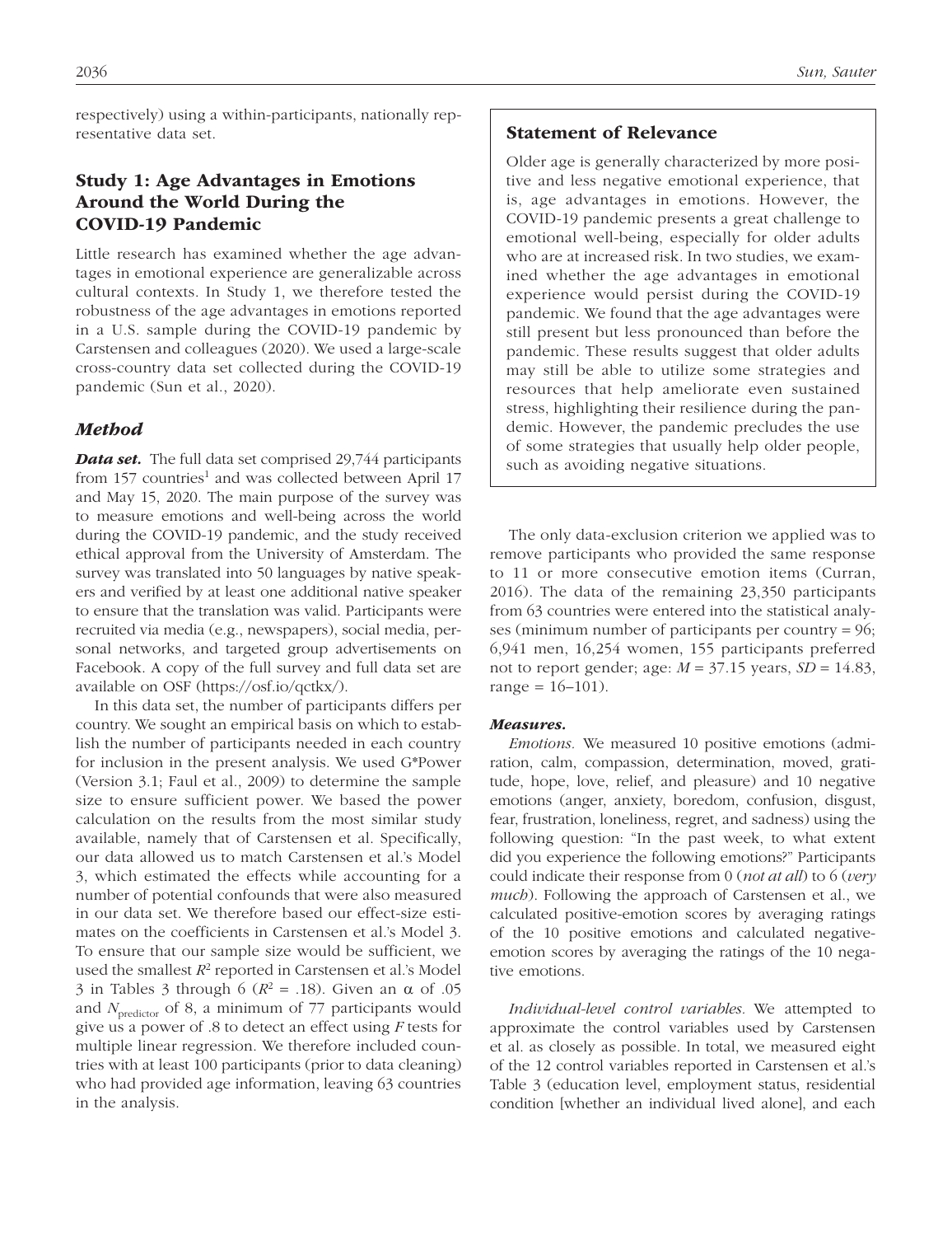respectively) using a within-participants, nationally representative data set.

## Study 1: Age Advantages in Emotions Around the World During the COVID-19 Pandemic

Little research has examined whether the age advantages in emotional experience are generalizable across cultural contexts. In Study 1, we therefore tested the robustness of the age advantages in emotions reported in a U.S. sample during the COVID-19 pandemic by Carstensen and colleagues (2020). We used a large-scale cross-country data set collected during the COVID-19 pandemic (Sun et al., 2020).

### *Method*

***Data set.*** The full data set comprised 29,744 participants from 157 countries[1] and was collected between April 17 and May 15, 2020. The main purpose of the survey was to measure emotions and well-being across the world during the COVID-19 pandemic, and the study received ethical approval from the University of Amsterdam. The survey was translated into 50 languages by native speakers and verified by at least one additional native speaker to ensure that the translation was valid. Participants were recruited via media (e.g., newspapers), social media, personal networks, and targeted group advertisements on Facebook. A copy of the full survey and full data set are available on OSF (https://osf.io/qctkx/).

In this data set, the number of participants differs per country. We sought an empirical basis on which to establish the number of participants needed in each country for inclusion in the present analysis. We used G*Power (Version 3.1; Faul et al., 2009) to determine the sample size to ensure sufficient power. We based the power calculation on the results from the most similar study available, namely that of Carstensen et al. Specifically, our data allowed us to match Carstensen et al.'s Model 3, which estimated the effects while accounting for a number of potential confounds that were also measured in our data set. We therefore based our effect-size estimates on the coefficients in Carstensen et al.'s Model 3. To ensure that our sample size would be sufficient, we used the smallest $R^2$ reported in Carstensen et al.'s Model 3 in Tables 3 through 6 ($R^2$ = .18). Given an $\alpha$ of .05 and $N_{\text{predictor}}$ of 8, a minimum of 77 participants would give us a power of .8 to detect an effect using *F* tests for multiple linear regression. We therefore included countries with at least 100 participants (prior to data cleaning) who had provided age information, leaving 63 countries in the analysis.

> **Statement of Relevance**
>
> Older age is generally characterized by more positive and less negative emotional experience, that is, age advantages in emotions. However, the COVID-19 pandemic presents a great challenge to emotional well-being, especially for older adults who are at increased risk. In two studies, we examined whether the age advantages in emotional experience would persist during the COVID-19 pandemic. We found that the age advantages were still present but less pronounced than before the pandemic. These results suggest that older adults may still be able to utilize some strategies and resources that help ameliorate even sustained stress, highlighting their resilience during the pandemic. However, the pandemic precludes the use of some strategies that usually help older people, such as avoiding negative situations.

The only data-exclusion criterion we applied was to remove participants who provided the same response to 11 or more consecutive emotion items (Curran, 2016). The data of the remaining 23,350 participants from 63 countries were entered into the statistical analyses (minimum number of participants per country = 96; 6,941 men, 16,254 women, 155 participants preferred not to report gender; age: $M$ = 37.15 years, $SD$ = 14.83, range = 16–101).

#### *Measures.*

*Emotions.* We measured 10 positive emotions (admiration, calm, compassion, determination, moved, gratitude, hope, love, relief, and pleasure) and 10 negative emotions (anger, anxiety, boredom, confusion, disgust, fear, frustration, loneliness, regret, and sadness) using the following question: "In the past week, to what extent did you experience the following emotions?" Participants could indicate their response from 0 (*not at all*) to 6 (*very much*). Following the approach of Carstensen et al., we calculated positive-emotion scores by averaging ratings of the 10 positive emotions and calculated negative-emotion scores by averaging the ratings of the 10 negative emotions.

*Individual-level control variables.* We attempted to approximate the control variables used by Carstensen et al. as closely as possible. In total, we measured eight of the 12 control variables reported in Carstensen et al.'s Table 3 (education level, employment status, residential condition [whether an individual lived alone], and each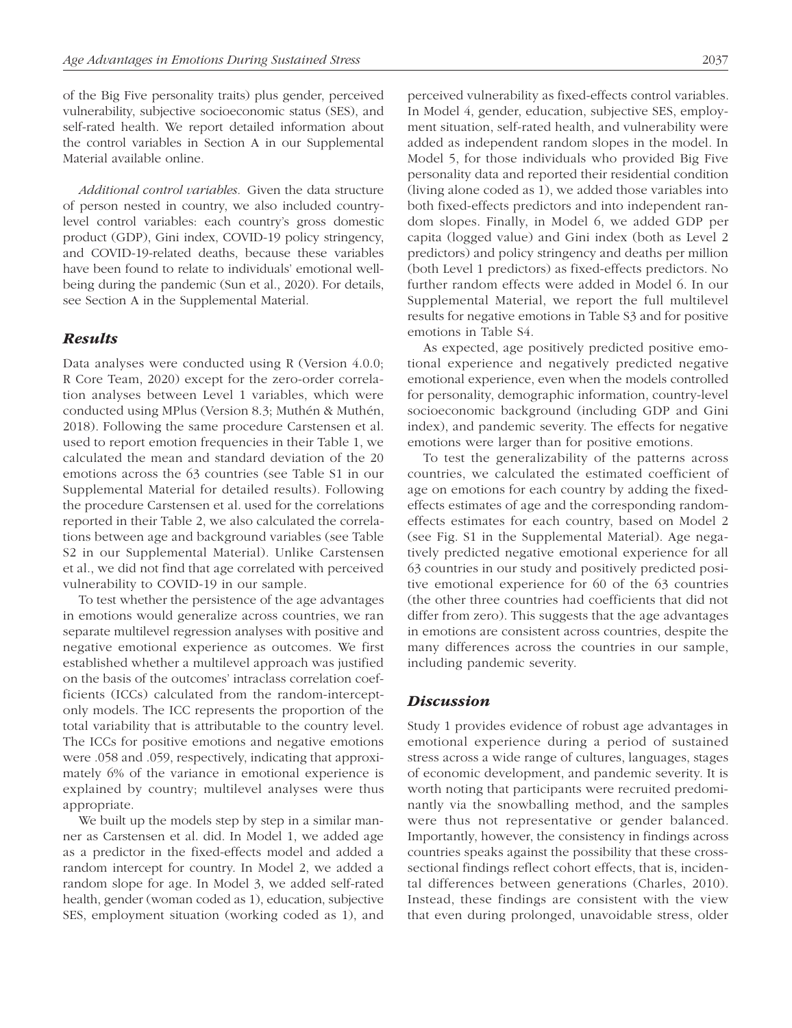of the Big Five personality traits) plus gender, perceived vulnerability, subjective socioeconomic status (SES), and self-rated health. We report detailed information about the control variables in Section A in our Supplemental Material available online.

*Additional control variables.* Given the data structure of person nested in country, we also included country-level control variables: each country's gross domestic product (GDP), Gini index, COVID-19 policy stringency, and COVID-19-related deaths, because these variables have been found to relate to individuals' emotional well-being during the pandemic (Sun et al., 2020). For details, see Section A in the Supplemental Material.

## Results

Data analyses were conducted using R (Version 4.0.0; R Core Team, 2020) except for the zero-order correlation analyses between Level 1 variables, which were conducted using MPlus (Version 8.3; Muthén & Muthén, 2018). Following the same procedure Carstensen et al. used to report emotion frequencies in their Table 1, we calculated the mean and standard deviation of the 20 emotions across the 63 countries (see Table S1 in our Supplemental Material for detailed results). Following the procedure Carstensen et al. used for the correlations reported in their Table 2, we also calculated the correlations between age and background variables (see Table S2 in our Supplemental Material). Unlike Carstensen et al., we did not find that age correlated with perceived vulnerability to COVID-19 in our sample.

To test whether the persistence of the age advantages in emotions would generalize across countries, we ran separate multilevel regression analyses with positive and negative emotional experience as outcomes. We first established whether a multilevel approach was justified on the basis of the outcomes' intraclass correlation coefficients (ICCs) calculated from the random-intercept-only models. The ICC represents the proportion of the total variability that is attributable to the country level. The ICCs for positive emotions and negative emotions were .058 and .059, respectively, indicating that approximately 6% of the variance in emotional experience is explained by country; multilevel analyses were thus appropriate.

We built up the models step by step in a similar manner as Carstensen et al. did. In Model 1, we added age as a predictor in the fixed-effects model and added a random intercept for country. In Model 2, we added a random slope for age. In Model 3, we added self-rated health, gender (woman coded as 1), education, subjective SES, employment situation (working coded as 1), and perceived vulnerability as fixed-effects control variables. In Model 4, gender, education, subjective SES, employment situation, self-rated health, and vulnerability were added as independent random slopes in the model. In Model 5, for those individuals who provided Big Five personality data and reported their residential condition (living alone coded as 1), we added those variables into both fixed-effects predictors and into independent random slopes. Finally, in Model 6, we added GDP per capita (logged value) and Gini index (both as Level 2 predictors) and policy stringency and deaths per million (both Level 1 predictors) as fixed-effects predictors. No further random effects were added in Model 6. In our Supplemental Material, we report the full multilevel results for negative emotions in Table S3 and for positive emotions in Table S4.

As expected, age positively predicted positive emotional experience and negatively predicted negative emotional experience, even when the models controlled for personality, demographic information, country-level socioeconomic background (including GDP and Gini index), and pandemic severity. The effects for negative emotions were larger than for positive emotions.

To test the generalizability of the patterns across countries, we calculated the estimated coefficient of age on emotions for each country by adding the fixed-effects estimates of age and the corresponding random-effects estimates for each country, based on Model 2 (see Fig. S1 in the Supplemental Material). Age negatively predicted negative emotional experience for all 63 countries in our study and positively predicted positive emotional experience for 60 of the 63 countries (the other three countries had coefficients that did not differ from zero). This suggests that the age advantages in emotions are consistent across countries, despite the many differences across the countries in our sample, including pandemic severity.

## Discussion

Study 1 provides evidence of robust age advantages in emotional experience during a period of sustained stress across a wide range of cultures, languages, stages of economic development, and pandemic severity. It is worth noting that participants were recruited predominantly via the snowballing method, and the samples were thus not representative or gender balanced. Importantly, however, the consistency in findings across countries speaks against the possibility that these cross-sectional findings reflect cohort effects, that is, incidental differences between generations (Charles, 2010). Instead, these findings are consistent with the view that even during prolonged, unavoidable stress, older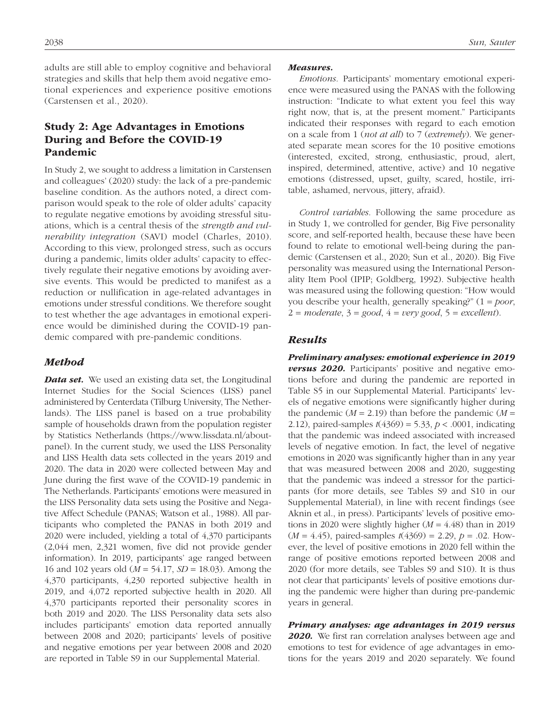adults are still able to employ cognitive and behavioral strategies and skills that help them avoid negative emotional experiences and experience positive emotions (Carstensen et al., 2020).

## Study 2: Age Advantages in Emotions During and Before the COVID-19 Pandemic

In Study 2, we sought to address a limitation in Carstensen and colleagues' (2020) study: the lack of a pre-pandemic baseline condition. As the authors noted, a direct comparison would speak to the role of older adults' capacity to regulate negative emotions by avoiding stressful situations, which is a central thesis of the *strength and vulnerability integration* (SAVI) model (Charles, 2010). According to this view, prolonged stress, such as occurs during a pandemic, limits older adults' capacity to effectively regulate their negative emotions by avoiding aversive events. This would be predicted to manifest as a reduction or nullification in age-related advantages in emotions under stressful conditions. We therefore sought to test whether the age advantages in emotional experience would be diminished during the COVID-19 pandemic compared with pre-pandemic conditions.

### Method

***Data set.*** We used an existing data set, the Longitudinal Internet Studies for the Social Sciences (LISS) panel administered by Centerdata (Tilburg University, The Netherlands). The LISS panel is based on a true probability sample of households drawn from the population register by Statistics Netherlands (https://www.lissdata.nl/about-panel). In the current study, we used the LISS Personality and LISS Health data sets collected in the years 2019 and 2020. The data in 2020 were collected between May and June during the first wave of the COVID-19 pandemic in The Netherlands. Participants' emotions were measured in the LISS Personality data sets using the Positive and Negative Affect Schedule (PANAS; Watson et al., 1988). All participants who completed the PANAS in both 2019 and 2020 were included, yielding a total of 4,370 participants (2,044 men, 2,321 women, five did not provide gender information). In 2019, participants' age ranged between 16 and 102 years old ($M$ = 54.17, $SD$ = 18.03). Among the 4,370 participants, 4,230 reported subjective health in 2019, and 4,072 reported subjective health in 2020. All 4,370 participants reported their personality scores in both 2019 and 2020. The LISS Personality data sets also includes participants' emotion data reported annually between 2008 and 2020; participants' levels of positive and negative emotions per year between 2008 and 2020 are reported in Table S9 in our Supplemental Material.

***Measures.***

*Emotions.* Participants' momentary emotional experience were measured using the PANAS with the following instruction: "Indicate to what extent you feel this way right now, that is, at the present moment." Participants indicated their responses with regard to each emotion on a scale from 1 (*not at all*) to 7 (*extremely*). We generated separate mean scores for the 10 positive emotions (interested, excited, strong, enthusiastic, proud, alert, inspired, determined, attentive, active) and 10 negative emotions (distressed, upset, guilty, scared, hostile, irritable, ashamed, nervous, jittery, afraid).

*Control variables.* Following the same procedure as in Study 1, we controlled for gender, Big Five personality score, and self-reported health, because these have been found to relate to emotional well-being during the pandemic (Carstensen et al., 2020; Sun et al., 2020). Big Five personality was measured using the International Personality Item Pool (IPIP; Goldberg, 1992). Subjective health was measured using the following question: "How would you describe your health, generally speaking?" (1 = *poor*, 2 = *moderate*, 3 = *good*, 4 = *very good*, 5 = *excellent*).

### Results

***Preliminary analyses: emotional experience in 2019 versus 2020.*** Participants' positive and negative emotions before and during the pandemic are reported in Table S5 in our Supplemental Material. Participants' levels of negative emotions were significantly higher during the pandemic ($M$ = 2.19) than before the pandemic ($M$ = 2.12), paired-samples $t(4369) = 5.33$, $p < .0001$, indicating that the pandemic was indeed associated with increased levels of negative emotion. In fact, the level of negative emotions in 2020 was significantly higher than in any year that was measured between 2008 and 2020, suggesting that the pandemic was indeed a stressor for the participants (for more details, see Tables S9 and S10 in our Supplemental Material), in line with recent findings (see Aknin et al., in press). Participants' levels of positive emotions in 2020 were slightly higher ($M$ = 4.48) than in 2019 ($M$ = 4.45), paired-samples $t(4369) = 2.29$, $p = .02$. However, the level of positive emotions in 2020 fell within the range of positive emotions reported between 2008 and 2020 (for more details, see Tables S9 and S10). It is thus not clear that participants' levels of positive emotions during the pandemic were higher than during pre-pandemic years in general.

***Primary analyses: age advantages in 2019 versus 2020.*** We first ran correlation analyses between age and emotions to test for evidence of age advantages in emotions for the years 2019 and 2020 separately. We found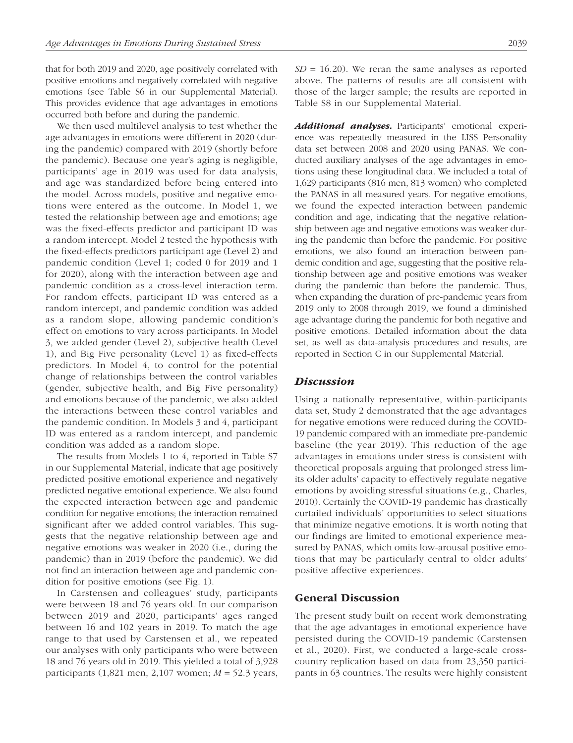that for both 2019 and 2020, age positively correlated with positive emotions and negatively correlated with negative emotions (see Table S6 in our Supplemental Material). This provides evidence that age advantages in emotions occurred both before and during the pandemic.

We then used multilevel analysis to test whether the age advantages in emotions were different in 2020 (during the pandemic) compared with 2019 (shortly before the pandemic). Because one year's aging is negligible, participants' age in 2019 was used for data analysis, and age was standardized before being entered into the model. Across models, positive and negative emotions were entered as the outcome. In Model 1, we tested the relationship between age and emotions; age was the fixed-effects predictor and participant ID was a random intercept. Model 2 tested the hypothesis with the fixed-effects predictors participant age (Level 2) and pandemic condition (Level 1; coded 0 for 2019 and 1 for 2020), along with the interaction between age and pandemic condition as a cross-level interaction term. For random effects, participant ID was entered as a random intercept, and pandemic condition was added as a random slope, allowing pandemic condition's effect on emotions to vary across participants. In Model 3, we added gender (Level 2), subjective health (Level 1), and Big Five personality (Level 1) as fixed-effects predictors. In Model 4, to control for the potential change of relationships between the control variables (gender, subjective health, and Big Five personality) and emotions because of the pandemic, we also added the interactions between these control variables and the pandemic condition. In Models 3 and 4, participant ID was entered as a random intercept, and pandemic condition was added as a random slope.

The results from Models 1 to 4, reported in Table S7 in our Supplemental Material, indicate that age positively predicted positive emotional experience and negatively predicted negative emotional experience. We also found the expected interaction between age and pandemic condition for negative emotions; the interaction remained significant after we added control variables. This suggests that the negative relationship between age and negative emotions was weaker in 2020 (i.e., during the pandemic) than in 2019 (before the pandemic). We did not find an interaction between age and pandemic condition for positive emotions (see Fig. 1).

In Carstensen and colleagues' study, participants were between 18 and 76 years old. In our comparison between 2019 and 2020, participants' ages ranged between 16 and 102 years in 2019. To match the age range to that used by Carstensen et al., we repeated our analyses with only participants who were between 18 and 76 years old in 2019. This yielded a total of 3,928 participants (1,821 men, 2,107 women; $M = 52.3$ years, $SD = 16.20$). We reran the same analyses as reported above. The patterns of results are all consistent with those of the larger sample; the results are reported in Table S8 in our Supplemental Material.

***Additional analyses.*** Participants' emotional experience was repeatedly measured in the LISS Personality data set between 2008 and 2020 using PANAS. We conducted auxiliary analyses of the age advantages in emotions using these longitudinal data. We included a total of 1,629 participants (816 men, 813 women) who completed the PANAS in all measured years. For negative emotions, we found the expected interaction between pandemic condition and age, indicating that the negative relationship between age and negative emotions was weaker during the pandemic than before the pandemic. For positive emotions, we also found an interaction between pandemic condition and age, suggesting that the positive relationship between age and positive emotions was weaker during the pandemic than before the pandemic. Thus, when expanding the duration of pre-pandemic years from 2019 only to 2008 through 2019, we found a diminished age advantage during the pandemic for both negative and positive emotions. Detailed information about the data set, as well as data-analysis procedures and results, are reported in Section C in our Supplemental Material.

### *Discussion*

Using a nationally representative, within-participants data set, Study 2 demonstrated that the age advantages for negative emotions were reduced during the COVID-19 pandemic compared with an immediate pre-pandemic baseline (the year 2019). This reduction of the age advantages in emotions under stress is consistent with theoretical proposals arguing that prolonged stress limits older adults' capacity to effectively regulate negative emotions by avoiding stressful situations (e.g., Charles, 2010). Certainly the COVID-19 pandemic has drastically curtailed individuals' opportunities to select situations that minimize negative emotions. It is worth noting that our findings are limited to emotional experience measured by PANAS, which omits low-arousal positive emotions that may be particularly central to older adults' positive affective experiences.

## General Discussion

The present study built on recent work demonstrating that the age advantages in emotional experience have persisted during the COVID-19 pandemic (Carstensen et al., 2020). First, we conducted a large-scale cross-country replication based on data from 23,350 participants in 63 countries. The results were highly consistent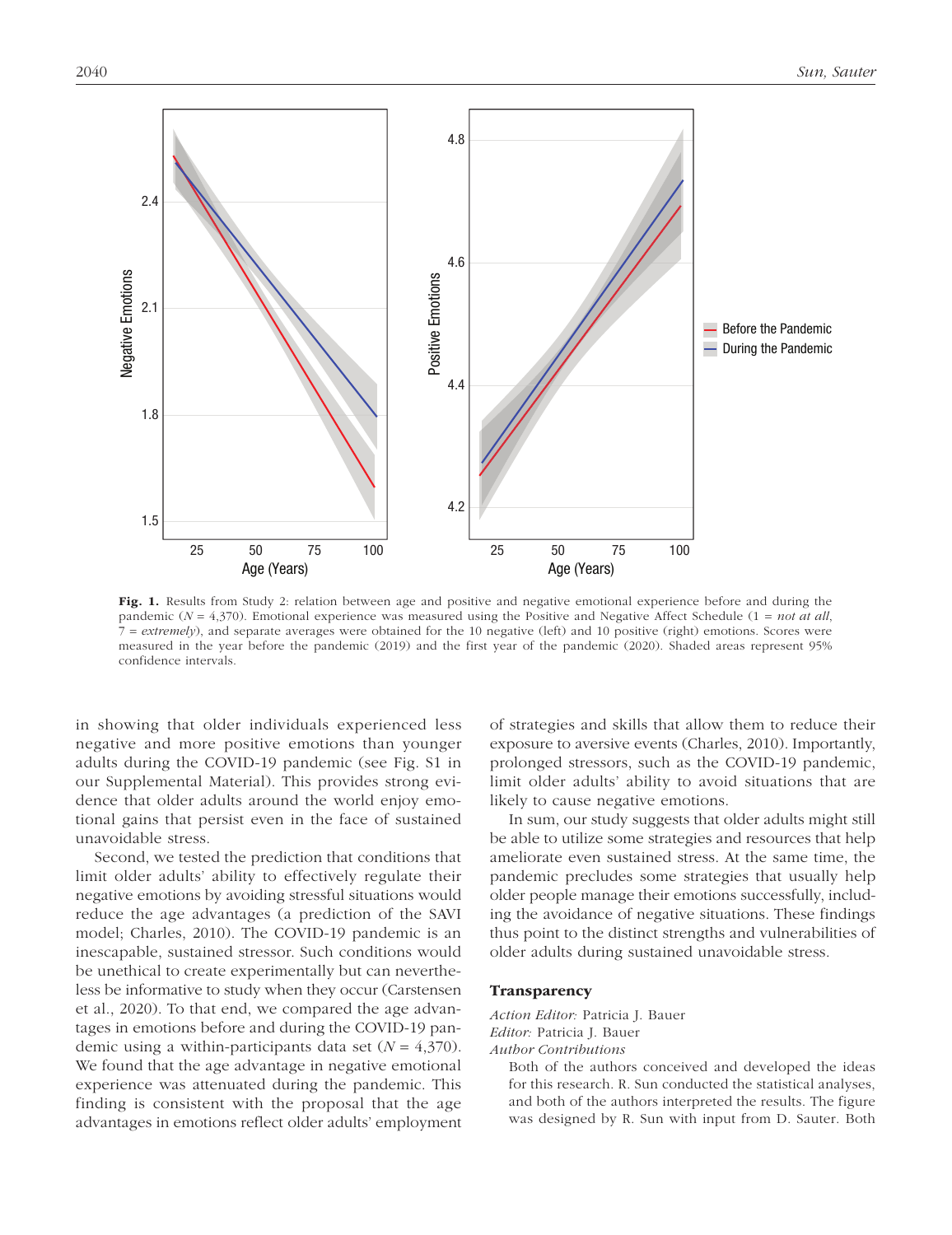**Fig. 1.** Results from Study 2: relation between age and positive and negative emotional experience before and during the pandemic ($N$ = 4,370). Emotional experience was measured using the Positive and Negative Affect Schedule (1 = *not at all*, 7 = *extremely*), and separate averages were obtained for the 10 negative (left) and 10 positive (right) emotions. Scores were measured in the year before the pandemic (2019) and the first year of the pandemic (2020). Shaded areas represent 95% confidence intervals.

in showing that older individuals experienced less negative and more positive emotions than younger adults during the COVID-19 pandemic (see Fig. S1 in our Supplemental Material). This provides strong evidence that older adults around the world enjoy emotional gains that persist even in the face of sustained unavoidable stress.

Second, we tested the prediction that conditions that limit older adults' ability to effectively regulate their negative emotions by avoiding stressful situations would reduce the age advantages (a prediction of the SAVI model; Charles, 2010). The COVID-19 pandemic is an inescapable, sustained stressor. Such conditions would be unethical to create experimentally but can nevertheless be informative to study when they occur (Carstensen et al., 2020). To that end, we compared the age advantages in emotions before and during the COVID-19 pandemic using a within-participants data set ($N$ = 4,370). We found that the age advantage in negative emotional experience was attenuated during the pandemic. This finding is consistent with the proposal that the age advantages in emotions reflect older adults' employment of strategies and skills that allow them to reduce their exposure to aversive events (Charles, 2010). Importantly, prolonged stressors, such as the COVID-19 pandemic, limit older adults' ability to avoid situations that are likely to cause negative emotions.

In sum, our study suggests that older adults might still be able to utilize some strategies and resources that help ameliorate even sustained stress. At the same time, the pandemic precludes some strategies that usually help older people manage their emotions successfully, including the avoidance of negative situations. These findings thus point to the distinct strengths and vulnerabilities of older adults during sustained unavoidable stress.

## Transparency

*Action Editor:* Patricia J. Bauer
*Editor:* Patricia J. Bauer
*Author Contributions*

Both of the authors conceived and developed the ideas for this research. R. Sun conducted the statistical analyses, and both of the authors interpreted the results. The figure was designed by R. Sun with input from D. Sauter. Both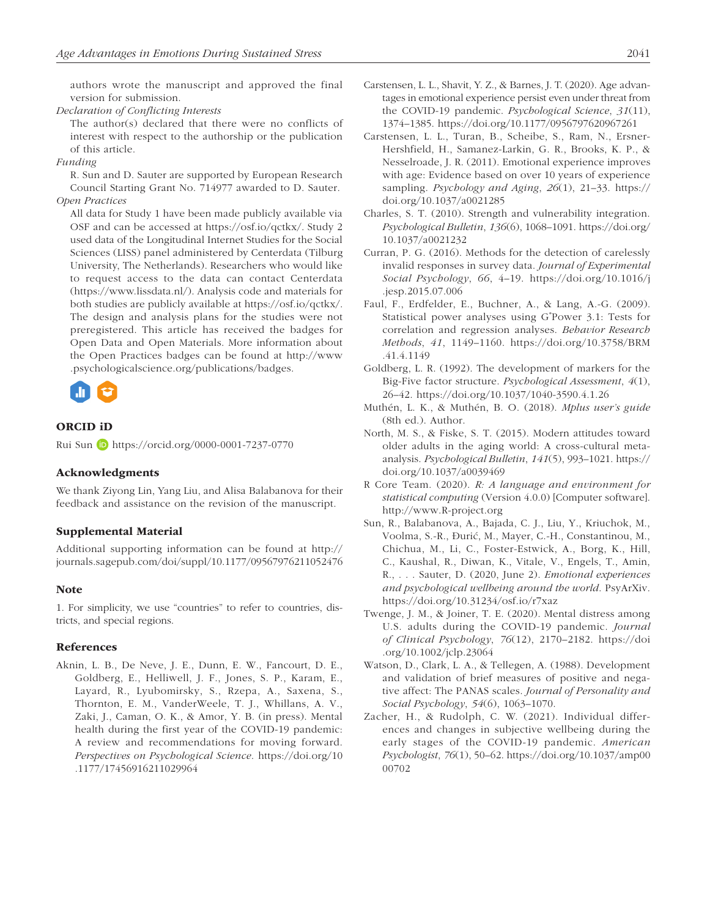authors wrote the manuscript and approved the final version for submission.

*Declaration of Conflicting Interests*

The author(s) declared that there were no conflicts of interest with respect to the authorship or the publication of this article.

*Funding*

R. Sun and D. Sauter are supported by European Research Council Starting Grant No. 714977 awarded to D. Sauter.

*Open Practices*

All data for Study 1 have been made publicly available via OSF and can be accessed at https://osf.io/qctkx/. Study 2 used data of the Longitudinal Internet Studies for the Social Sciences (LISS) panel administered by Centerdata (Tilburg University, The Netherlands). Researchers who would like to request access to the data can contact Centerdata (https://www.lissdata.nl/). Analysis code and materials for both studies are publicly available at https://osf.io/qctkx/. The design and analysis plans for the studies were not preregistered. This article has received the badges for Open Data and Open Materials. More information about the Open Practices badges can be found at http://www.psychologicalscience.org/publications/badges.

## ORCID iD

Rui Sun https://orcid.org/0000-0001-7237-0770

## Acknowledgments

We thank Ziyong Lin, Yang Liu, and Alisa Balabanova for their feedback and assistance on the revision of the manuscript.

## Supplemental Material

Additional supporting information can be found at http://journals.sagepub.com/doi/suppl/10.1177/09567976211052476

## Note

1. For simplicity, we use "countries" to refer to countries, districts, and special regions.

## References

Aknin, L. B., De Neve, J. E., Dunn, E. W., Fancourt, D. E., Goldberg, E., Helliwell, J. F., Jones, S. P., Karam, E., Layard, R., Lyubomirsky, S., Rzepa, A., Saxena, S., Thornton, E. M., VanderWeele, T. J., Whillans, A. V., Zaki, J., Caman, O. K., & Amor, Y. B. (in press). Mental health during the first year of the COVID-19 pandemic: A review and recommendations for moving forward. *Perspectives on Psychological Science*. https://doi.org/10.1177/17456916211029964

Carstensen, L. L., Shavit, Y. Z., & Barnes, J. T. (2020). Age advantages in emotional experience persist even under threat from the COVID-19 pandemic. *Psychological Science*, *31*(11), 1374–1385. https://doi.org/10.1177/0956797620967261

Carstensen, L. L., Turan, B., Scheibe, S., Ram, N., Ersner-Hershfield, H., Samanez-Larkin, G. R., Brooks, K. P., & Nesselroade, J. R. (2011). Emotional experience improves with age: Evidence based on over 10 years of experience sampling. *Psychology and Aging*, *26*(1), 21–33. https://doi.org/10.1037/a0021285

Charles, S. T. (2010). Strength and vulnerability integration. *Psychological Bulletin*, *136*(6), 1068–1091. https://doi.org/10.1037/a0021232

Curran, P. G. (2016). Methods for the detection of carelessly invalid responses in survey data. *Journal of Experimental Social Psychology*, *66*, 4–19. https://doi.org/10.1016/j.jesp.2015.07.006

Faul, F., Erdfelder, E., Buchner, A., & Lang, A.-G. (2009). Statistical power analyses using G*Power 3.1: Tests for correlation and regression analyses. *Behavior Research Methods*, *41*, 1149–1160. https://doi.org/10.3758/BRM.41.4.1149

Goldberg, L. R. (1992). The development of markers for the Big-Five factor structure. *Psychological Assessment*, *4*(1), 26–42. https://doi.org/10.1037/1040-3590.4.1.26

Muthén, L. K., & Muthén, B. O. (2018). *Mplus user's guide* (8th ed.). Author.

North, M. S., & Fiske, S. T. (2015). Modern attitudes toward older adults in the aging world: A cross-cultural meta-analysis. *Psychological Bulletin*, *141*(5), 993–1021. https://doi.org/10.1037/a0039469

R Core Team. (2020). *R: A language and environment for statistical computing* (Version 4.0.0) [Computer software]. http://www.R-project.org

Sun, R., Balabanova, A., Bajada, C. J., Liu, Y., Kriuchok, M., Voolma, S.-R., Ðurić, M., Mayer, C.-H., Constantinou, M., Chichua, M., Li, C., Foster-Estwick, A., Borg, K., Hill, C., Kaushal, R., Diwan, K., Vitale, V., Engels, T., Amin, R., . . . Sauter, D. (2020, June 2). *Emotional experiences and psychological wellbeing around the world*. PsyArXiv. https://doi.org/10.31234/osf.io/r7xaz

Twenge, J. M., & Joiner, T. E. (2020). Mental distress among U.S. adults during the COVID-19 pandemic. *Journal of Clinical Psychology*, *76*(12), 2170–2182. https://doi.org/10.1002/jclp.23064

Watson, D., Clark, L. A., & Tellegen, A. (1988). Development and validation of brief measures of positive and negative affect: The PANAS scales. *Journal of Personality and Social Psychology*, *54*(6), 1063–1070.

Zacher, H., & Rudolph, C. W. (2021). Individual differences and changes in subjective wellbeing during the early stages of the COVID-19 pandemic. *American Psychologist*, *76*(1), 50–62. https://doi.org/10.1037/amp0000702